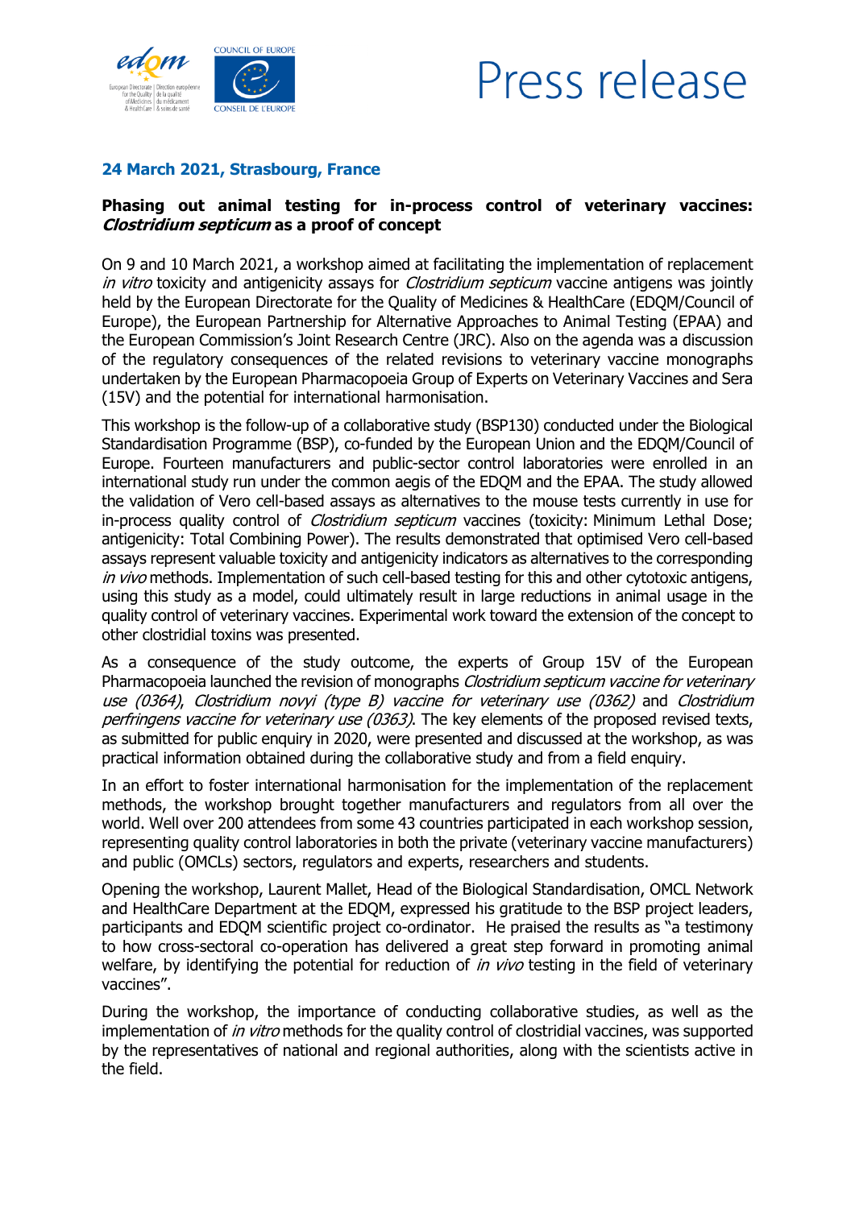Press release

**24 March 2021, Strasbourg, France**

**Phasing out animal testing for in-process control of veterinary vaccines: *Clostridium septicum* as a proof of concept**

On 9 and 10 March 2021, a workshop aimed at facilitating the implementation of replacement *in vitro* toxicity and antigenicity assays for *Clostridium septicum* vaccine antigens was jointly held by the European Directorate for the Quality of Medicines & HealthCare (EDQM/Council of Europe), the European Partnership for Alternative Approaches to Animal Testing (EPAA) and the European Commission's Joint Research Centre (JRC). Also on the agenda was a discussion of the regulatory consequences of the related revisions to veterinary vaccine monographs undertaken by the European Pharmacopoeia Group of Experts on Veterinary Vaccines and Sera (15V) and the potential for international harmonisation.

This workshop is the follow-up of a collaborative study (BSP130) conducted under the Biological Standardisation Programme (BSP), co-funded by the European Union and the EDQM/Council of Europe. Fourteen manufacturers and public-sector control laboratories were enrolled in an international study run under the common aegis of the EDQM and the EPAA. The study allowed the validation of Vero cell-based assays as alternatives to the mouse tests currently in use for in-process quality control of *Clostridium septicum* vaccines (toxicity: Minimum Lethal Dose; antigenicity: Total Combining Power). The results demonstrated that optimised Vero cell-based assays represent valuable toxicity and antigenicity indicators as alternatives to the corresponding *in vivo* methods. Implementation of such cell-based testing for this and other cytotoxic antigens, using this study as a model, could ultimately result in large reductions in animal usage in the quality control of veterinary vaccines. Experimental work toward the extension of the concept to other clostridial toxins was presented.

As a consequence of the study outcome, the experts of Group 15V of the European Pharmacopoeia launched the revision of monographs *Clostridium septicum vaccine for veterinary use (0364)*, *Clostridium novyi (type B) vaccine for veterinary use (0362)* and *Clostridium perfringens vaccine for veterinary use (0363)*. The key elements of the proposed revised texts, as submitted for public enquiry in 2020, were presented and discussed at the workshop, as was practical information obtained during the collaborative study and from a field enquiry.

In an effort to foster international harmonisation for the implementation of the replacement methods, the workshop brought together manufacturers and regulators from all over the world. Well over 200 attendees from some 43 countries participated in each workshop session, representing quality control laboratories in both the private (veterinary vaccine manufacturers) and public (OMCLs) sectors, regulators and experts, researchers and students.

Opening the workshop, Laurent Mallet, Head of the Biological Standardisation, OMCL Network and HealthCare Department at the EDQM, expressed his gratitude to the BSP project leaders, participants and EDQM scientific project co-ordinator. He praised the results as "a testimony to how cross-sectoral co-operation has delivered a great step forward in promoting animal welfare, by identifying the potential for reduction of *in vivo* testing in the field of veterinary vaccines".

During the workshop, the importance of conducting collaborative studies, as well as the implementation of *in vitro* methods for the quality control of clostridial vaccines, was supported by the representatives of national and regional authorities, along with the scientists active in the field.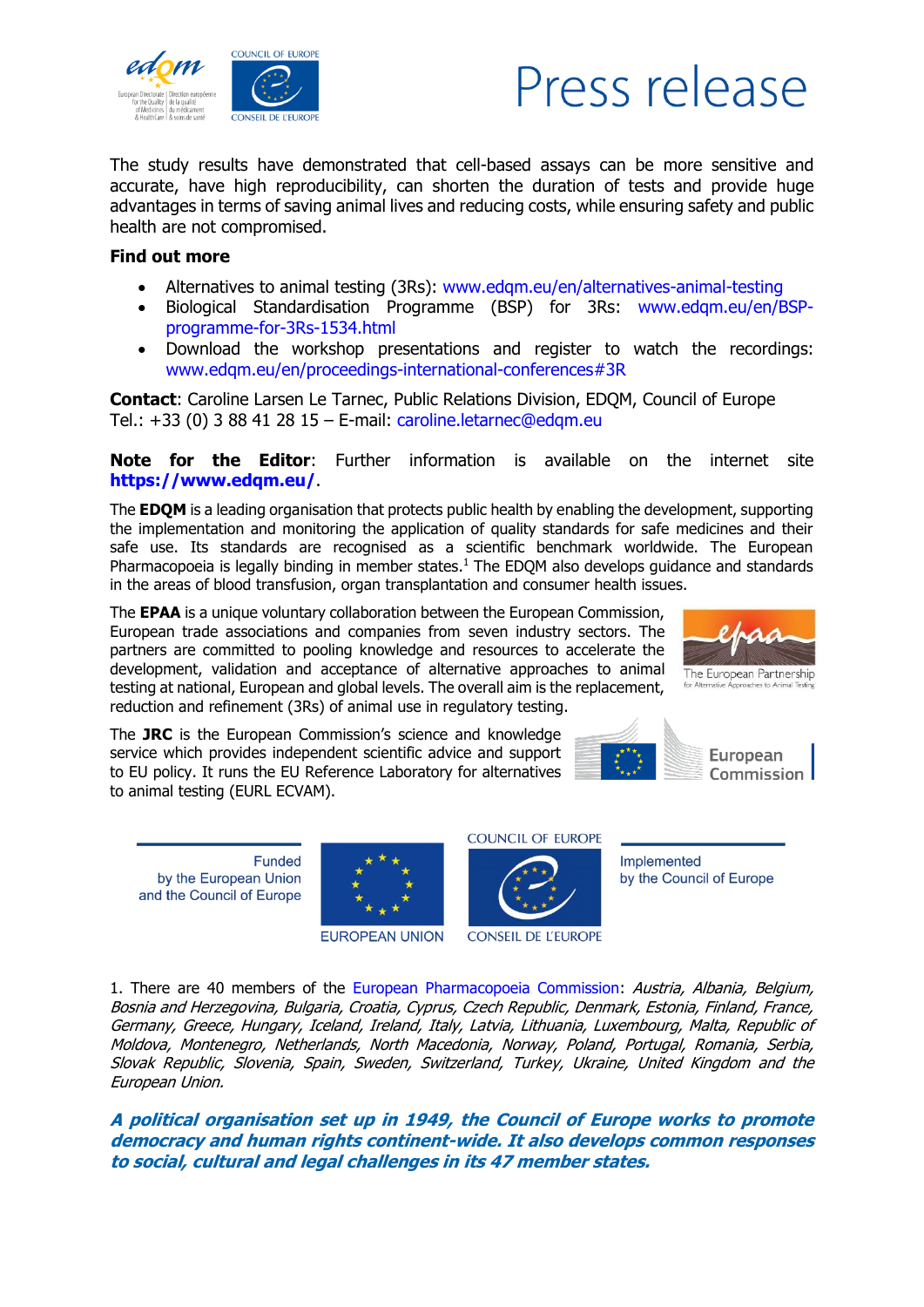The study results have demonstrated that cell-based assays can be more sensitive and accurate, have high reproducibility, can shorten the duration of tests and provide huge advantages in terms of saving animal lives and reducing costs, while ensuring safety and public health are not compromised.

**Find out more**

- Alternatives to animal testing (3Rs): www.edqm.eu/en/alternatives-animal-testing
- Biological Standardisation Programme (BSP) for 3Rs: www.edqm.eu/en/BSP-programme-for-3Rs-1534.html
- Download the workshop presentations and register to watch the recordings: www.edqm.eu/en/proceedings-international-conferences#3R

**Contact**: Caroline Larsen Le Tarnec, Public Relations Division, EDQM, Council of Europe
Tel.: +33 (0) 3 88 41 28 15 – E-mail: caroline.letarnec@edqm.eu

**Note for the Editor**: Further information is available on the internet site **https://www.edqm.eu/**.

The **EDQM** is a leading organisation that protects public health by enabling the development, supporting the implementation and monitoring the application of quality standards for safe medicines and their safe use. Its standards are recognised as a scientific benchmark worldwide. The European Pharmacopoeia is legally binding in member states.[1] The EDQM also develops guidance and standards in the areas of blood transfusion, organ transplantation and consumer health issues.

The **EPAA** is a unique voluntary collaboration between the European Commission, European trade associations and companies from seven industry sectors. The partners are committed to pooling knowledge and resources to accelerate the development, validation and acceptance of alternative approaches to animal testing at national, European and global levels. The overall aim is the replacement, reduction and refinement (3Rs) of animal use in regulatory testing.

The **JRC** is the European Commission's science and knowledge service which provides independent scientific advice and support to EU policy. It runs the EU Reference Laboratory for alternatives to animal testing (EURL ECVAM).

Funded by the European Union and the Council of Europe

Implemented by the Council of Europe

1. There are 40 members of the European Pharmacopoeia Commission: *Austria, Albania, Belgium, Bosnia and Herzegovina, Bulgaria, Croatia, Cyprus, Czech Republic, Denmark, Estonia, Finland, France, Germany, Greece, Hungary, Iceland, Ireland, Italy, Latvia, Lithuania, Luxembourg, Malta, Republic of Moldova, Montenegro, Netherlands, North Macedonia, Norway, Poland, Portugal, Romania, Serbia, Slovak Republic, Slovenia, Spain, Sweden, Switzerland, Turkey, Ukraine, United Kingdom and the European Union.*

***A political organisation set up in 1949, the Council of Europe works to promote democracy and human rights continent-wide. It also develops common responses to social, cultural and legal challenges in its 47 member states.***